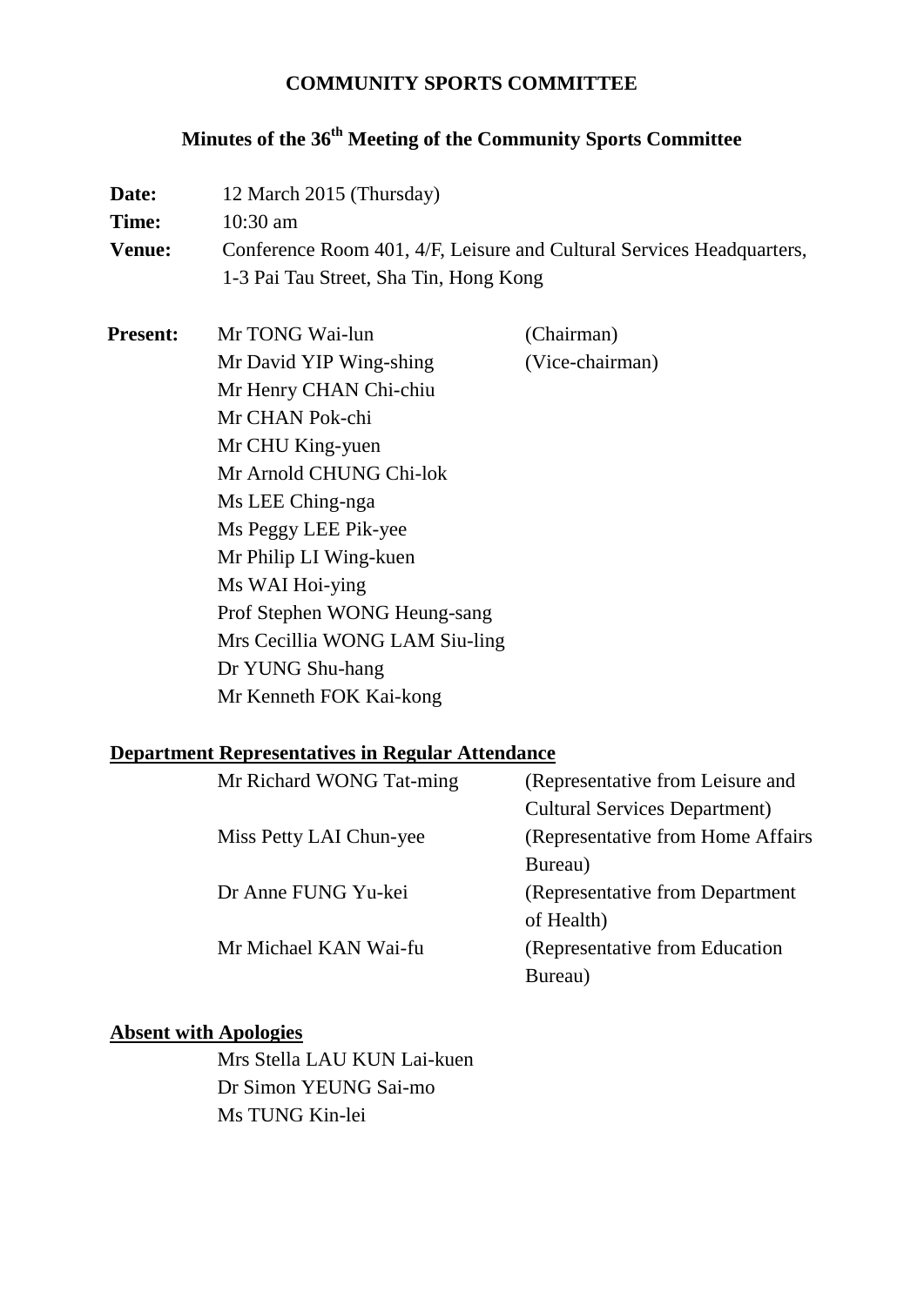# COMMUNITY SPORTS COMMITTEE

## Minutes of the 36th Meeting of the Community Sports Committee

**Date:** 12 March 2015 (Thursday)

**Time:** 10:30 am

**Venue:** Conference Room 401, 4/F, Leisure and Cultural Services Headquarters, 1-3 Pai Tau Street, Sha Tin, Hong Kong

**Present:**

| | |
|---|---|
| Mr TONG Wai-lun | (Chairman) |
| Mr David YIP Wing-shing | (Vice-chairman) |
| Mr Henry CHAN Chi-chiu | |
| Mr CHAN Pok-chi | |
| Mr CHU King-yuen | |
| Mr Arnold CHUNG Chi-lok | |
| Ms LEE Ching-nga | |
| Ms Peggy LEE Pik-yee | |
| Mr Philip LI Wing-kuen | |
| Ms WAI Hoi-ying | |
| Prof Stephen WONG Heung-sang | |
| Mrs Cecillia WONG LAM Siu-ling | |
| Dr YUNG Shu-hang | |
| Mr Kenneth FOK Kai-kong | |

**Department Representatives in Regular Attendance**

| | |
|---|---|
| Mr Richard WONG Tat-ming | (Representative from Leisure and Cultural Services Department) |
| Miss Petty LAI Chun-yee | (Representative from Home Affairs Bureau) |
| Dr Anne FUNG Yu-kei | (Representative from Department of Health) |
| Mr Michael KAN Wai-fu | (Representative from Education Bureau) |

**Absent with Apologies**

Mrs Stella LAU KUN Lai-kuen
Dr Simon YEUNG Sai-mo
Ms TUNG Kin-lei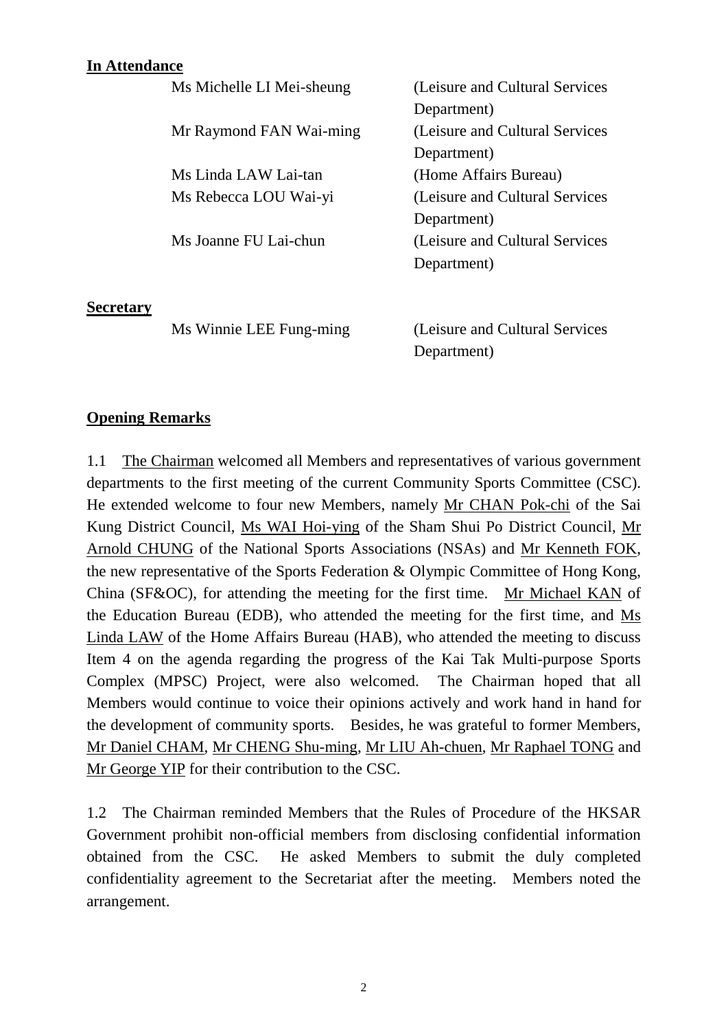**In Attendance**

| | |
|---|---|
| Ms Michelle LI Mei-sheung | (Leisure and Cultural Services Department) |
| Mr Raymond FAN Wai-ming | (Leisure and Cultural Services Department) |
| Ms Linda LAW Lai-tan | (Home Affairs Bureau) |
| Ms Rebecca LOU Wai-yi | (Leisure and Cultural Services Department) |
| Ms Joanne FU Lai-chun | (Leisure and Cultural Services Department) |

**Secretary**

| | |
|---|---|
| Ms Winnie LEE Fung-ming | (Leisure and Cultural Services Department) |

**Opening Remarks**

1.1 The Chairman welcomed all Members and representatives of various government departments to the first meeting of the current Community Sports Committee (CSC). He extended welcome to four new Members, namely Mr CHAN Pok-chi of the Sai Kung District Council, Ms WAI Hoi-ying of the Sham Shui Po District Council, Mr Arnold CHUNG of the National Sports Associations (NSAs) and Mr Kenneth FOK, the new representative of the Sports Federation & Olympic Committee of Hong Kong, China (SF&OC), for attending the meeting for the first time. Mr Michael KAN of the Education Bureau (EDB), who attended the meeting for the first time, and Ms Linda LAW of the Home Affairs Bureau (HAB), who attended the meeting to discuss Item 4 on the agenda regarding the progress of the Kai Tak Multi-purpose Sports Complex (MPSC) Project, were also welcomed. The Chairman hoped that all Members would continue to voice their opinions actively and work hand in hand for the development of community sports. Besides, he was grateful to former Members, Mr Daniel CHAM, Mr CHENG Shu-ming, Mr LIU Ah-chuen, Mr Raphael TONG and Mr George YIP for their contribution to the CSC.

1.2 The Chairman reminded Members that the Rules of Procedure of the HKSAR Government prohibit non-official members from disclosing confidential information obtained from the CSC. He asked Members to submit the duly completed confidentiality agreement to the Secretariat after the meeting. Members noted the arrangement.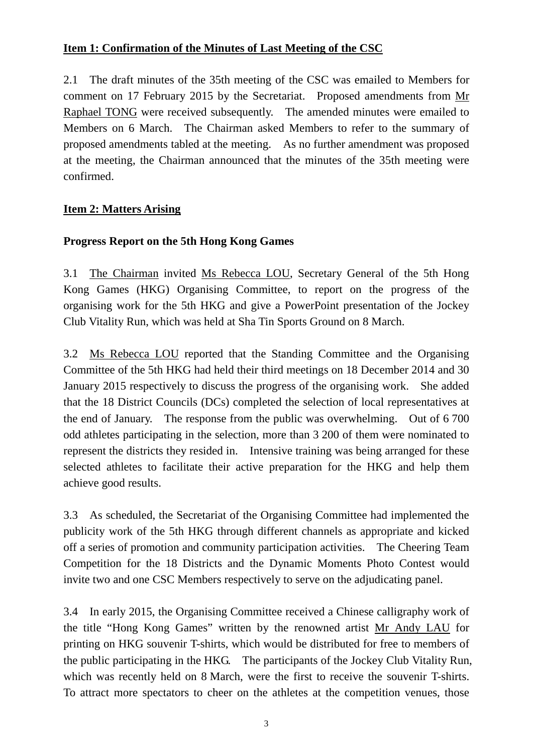**Item 1: Confirmation of the Minutes of Last Meeting of the CSC**

2.1 The draft minutes of the 35th meeting of the CSC was emailed to Members for comment on 17 February 2015 by the Secretariat. Proposed amendments from Mr Raphael TONG were received subsequently. The amended minutes were emailed to Members on 6 March. The Chairman asked Members to refer to the summary of proposed amendments tabled at the meeting. As no further amendment was proposed at the meeting, the Chairman announced that the minutes of the 35th meeting were confirmed.

**Item 2: Matters Arising**

**Progress Report on the 5th Hong Kong Games**

3.1 The Chairman invited Ms Rebecca LOU, Secretary General of the 5th Hong Kong Games (HKG) Organising Committee, to report on the progress of the organising work for the 5th HKG and give a PowerPoint presentation of the Jockey Club Vitality Run, which was held at Sha Tin Sports Ground on 8 March.

3.2 Ms Rebecca LOU reported that the Standing Committee and the Organising Committee of the 5th HKG had held their third meetings on 18 December 2014 and 30 January 2015 respectively to discuss the progress of the organising work. She added that the 18 District Councils (DCs) completed the selection of local representatives at the end of January. The response from the public was overwhelming. Out of 6 700 odd athletes participating in the selection, more than 3 200 of them were nominated to represent the districts they resided in. Intensive training was being arranged for these selected athletes to facilitate their active preparation for the HKG and help them achieve good results.

3.3 As scheduled, the Secretariat of the Organising Committee had implemented the publicity work of the 5th HKG through different channels as appropriate and kicked off a series of promotion and community participation activities. The Cheering Team Competition for the 18 Districts and the Dynamic Moments Photo Contest would invite two and one CSC Members respectively to serve on the adjudicating panel.

3.4 In early 2015, the Organising Committee received a Chinese calligraphy work of the title "Hong Kong Games" written by the renowned artist Mr Andy LAU for printing on HKG souvenir T-shirts, which would be distributed for free to members of the public participating in the HKG. The participants of the Jockey Club Vitality Run, which was recently held on 8 March, were the first to receive the souvenir T-shirts. To attract more spectators to cheer on the athletes at the competition venues, those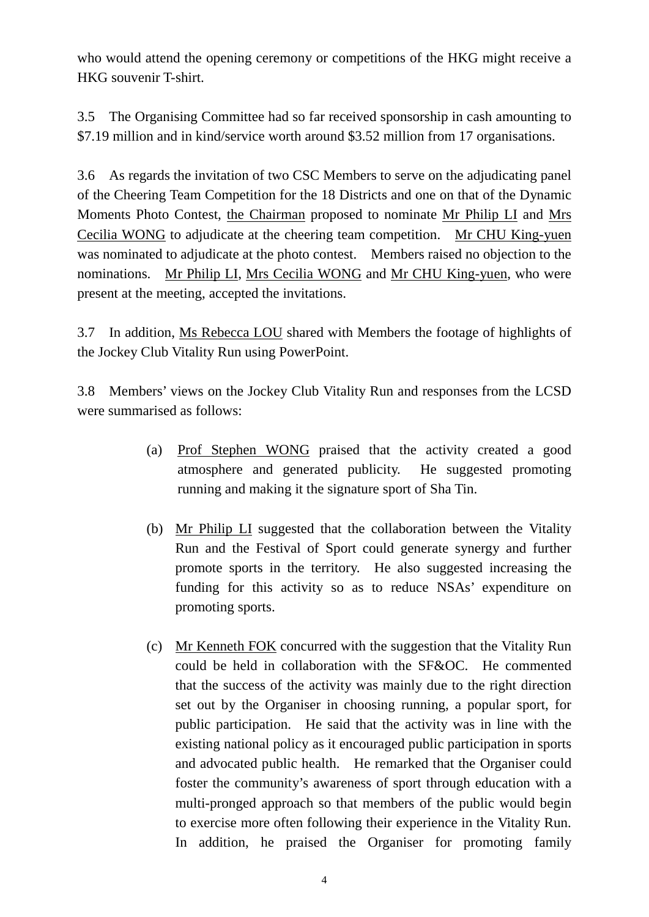who would attend the opening ceremony or competitions of the HKG might receive a HKG souvenir T-shirt.

3.5 The Organising Committee had so far received sponsorship in cash amounting to $7.19 million and in kind/service worth around $3.52 million from 17 organisations.

3.6 As regards the invitation of two CSC Members to serve on the adjudicating panel of the Cheering Team Competition for the 18 Districts and one on that of the Dynamic Moments Photo Contest, the Chairman proposed to nominate Mr Philip LI and Mrs Cecilia WONG to adjudicate at the cheering team competition. Mr CHU King-yuen was nominated to adjudicate at the photo contest. Members raised no objection to the nominations. Mr Philip LI, Mrs Cecilia WONG and Mr CHU King-yuen, who were present at the meeting, accepted the invitations.

3.7 In addition, Ms Rebecca LOU shared with Members the footage of highlights of the Jockey Club Vitality Run using PowerPoint.

3.8 Members' views on the Jockey Club Vitality Run and responses from the LCSD were summarised as follows:

(a) Prof Stephen WONG praised that the activity created a good atmosphere and generated publicity. He suggested promoting running and making it the signature sport of Sha Tin.

(b) Mr Philip LI suggested that the collaboration between the Vitality Run and the Festival of Sport could generate synergy and further promote sports in the territory. He also suggested increasing the funding for this activity so as to reduce NSAs' expenditure on promoting sports.

(c) Mr Kenneth FOK concurred with the suggestion that the Vitality Run could be held in collaboration with the SF&OC. He commented that the success of the activity was mainly due to the right direction set out by the Organiser in choosing running, a popular sport, for public participation. He said that the activity was in line with the existing national policy as it encouraged public participation in sports and advocated public health. He remarked that the Organiser could foster the community's awareness of sport through education with a multi-pronged approach so that members of the public would begin to exercise more often following their experience in the Vitality Run. In addition, he praised the Organiser for promoting family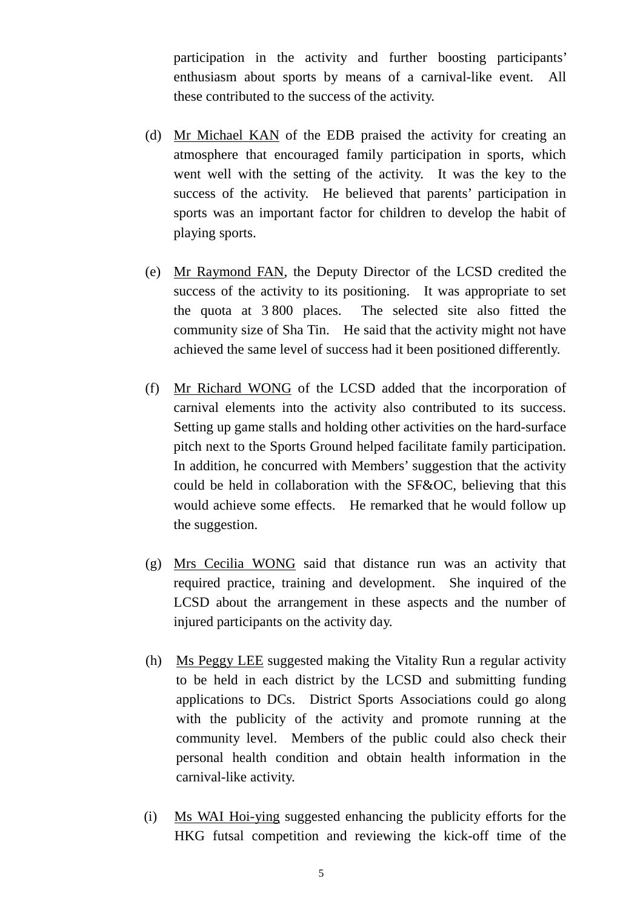participation in the activity and further boosting participants' enthusiasm about sports by means of a carnival-like event. All these contributed to the success of the activity.

(d) Mr Michael KAN of the EDB praised the activity for creating an atmosphere that encouraged family participation in sports, which went well with the setting of the activity. It was the key to the success of the activity. He believed that parents' participation in sports was an important factor for children to develop the habit of playing sports.

(e) Mr Raymond FAN, the Deputy Director of the LCSD credited the success of the activity to its positioning. It was appropriate to set the quota at 3 800 places. The selected site also fitted the community size of Sha Tin. He said that the activity might not have achieved the same level of success had it been positioned differently.

(f) Mr Richard WONG of the LCSD added that the incorporation of carnival elements into the activity also contributed to its success. Setting up game stalls and holding other activities on the hard-surface pitch next to the Sports Ground helped facilitate family participation. In addition, he concurred with Members' suggestion that the activity could be held in collaboration with the SF&OC, believing that this would achieve some effects. He remarked that he would follow up the suggestion.

(g) Mrs Cecilia WONG said that distance run was an activity that required practice, training and development. She inquired of the LCSD about the arrangement in these aspects and the number of injured participants on the activity day.

(h) Ms Peggy LEE suggested making the Vitality Run a regular activity to be held in each district by the LCSD and submitting funding applications to DCs. District Sports Associations could go along with the publicity of the activity and promote running at the community level. Members of the public could also check their personal health condition and obtain health information in the carnival-like activity.

(i) Ms WAI Hoi-ying suggested enhancing the publicity efforts for the HKG futsal competition and reviewing the kick-off time of the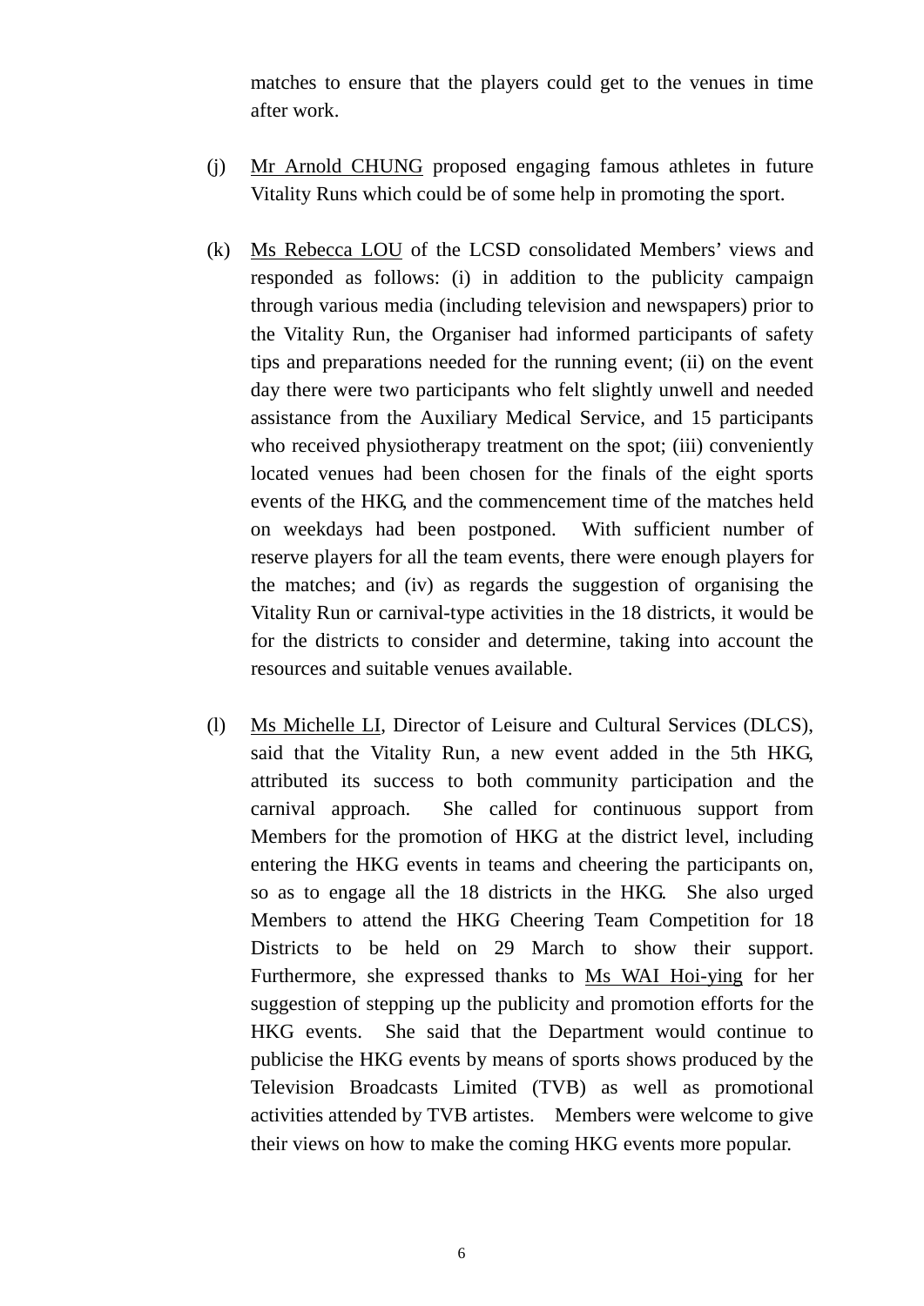matches to ensure that the players could get to the venues in time after work.

(j) Mr Arnold CHUNG proposed engaging famous athletes in future Vitality Runs which could be of some help in promoting the sport.

(k) Ms Rebecca LOU of the LCSD consolidated Members' views and responded as follows: (i) in addition to the publicity campaign through various media (including television and newspapers) prior to the Vitality Run, the Organiser had informed participants of safety tips and preparations needed for the running event; (ii) on the event day there were two participants who felt slightly unwell and needed assistance from the Auxiliary Medical Service, and 15 participants who received physiotherapy treatment on the spot; (iii) conveniently located venues had been chosen for the finals of the eight sports events of the HKG, and the commencement time of the matches held on weekdays had been postponed. With sufficient number of reserve players for all the team events, there were enough players for the matches; and (iv) as regards the suggestion of organising the Vitality Run or carnival-type activities in the 18 districts, it would be for the districts to consider and determine, taking into account the resources and suitable venues available.

(l) Ms Michelle LI, Director of Leisure and Cultural Services (DLCS), said that the Vitality Run, a new event added in the 5th HKG, attributed its success to both community participation and the carnival approach. She called for continuous support from Members for the promotion of HKG at the district level, including entering the HKG events in teams and cheering the participants on, so as to engage all the 18 districts in the HKG. She also urged Members to attend the HKG Cheering Team Competition for 18 Districts to be held on 29 March to show their support. Furthermore, she expressed thanks to Ms WAI Hoi-ying for her suggestion of stepping up the publicity and promotion efforts for the HKG events. She said that the Department would continue to publicise the HKG events by means of sports shows produced by the Television Broadcasts Limited (TVB) as well as promotional activities attended by TVB artistes. Members were welcome to give their views on how to make the coming HKG events more popular.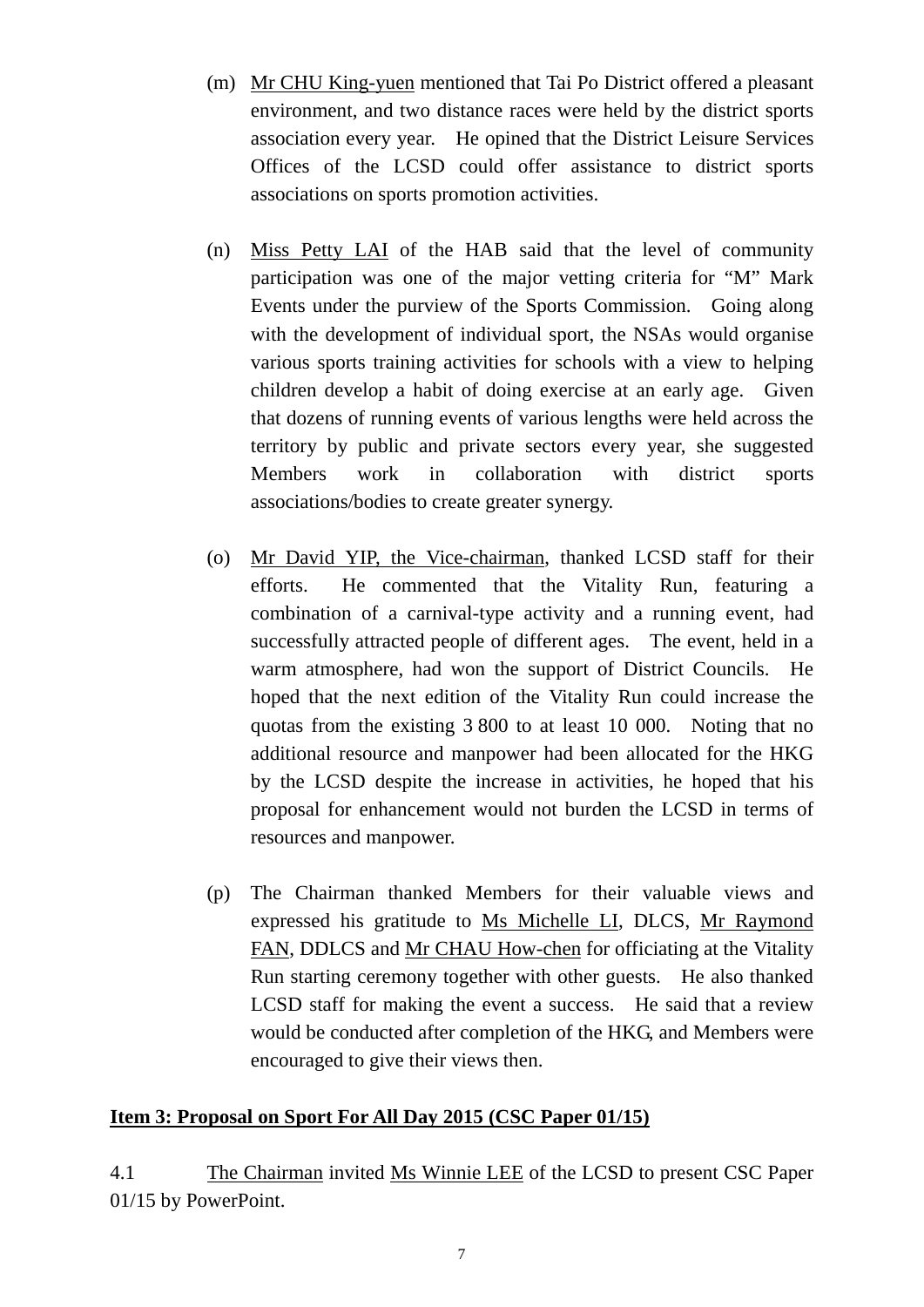(m) Mr CHU King-yuen mentioned that Tai Po District offered a pleasant environment, and two distance races were held by the district sports association every year. He opined that the District Leisure Services Offices of the LCSD could offer assistance to district sports associations on sports promotion activities.

(n) Miss Petty LAI of the HAB said that the level of community participation was one of the major vetting criteria for "M" Mark Events under the purview of the Sports Commission. Going along with the development of individual sport, the NSAs would organise various sports training activities for schools with a view to helping children develop a habit of doing exercise at an early age. Given that dozens of running events of various lengths were held across the territory by public and private sectors every year, she suggested Members work in collaboration with district sports associations/bodies to create greater synergy.

(o) Mr David YIP, the Vice-chairman, thanked LCSD staff for their efforts. He commented that the Vitality Run, featuring a combination of a carnival-type activity and a running event, had successfully attracted people of different ages. The event, held in a warm atmosphere, had won the support of District Councils. He hoped that the next edition of the Vitality Run could increase the quotas from the existing 3 800 to at least 10 000. Noting that no additional resource and manpower had been allocated for the HKG by the LCSD despite the increase in activities, he hoped that his proposal for enhancement would not burden the LCSD in terms of resources and manpower.

(p) The Chairman thanked Members for their valuable views and expressed his gratitude to Ms Michelle LI, DLCS, Mr Raymond FAN, DDLCS and Mr CHAU How-chen for officiating at the Vitality Run starting ceremony together with other guests. He also thanked LCSD staff for making the event a success. He said that a review would be conducted after completion of the HKG, and Members were encouraged to give their views then.

**Item 3: Proposal on Sport For All Day 2015 (CSC Paper 01/15)**

4.1 The Chairman invited Ms Winnie LEE of the LCSD to present CSC Paper 01/15 by PowerPoint.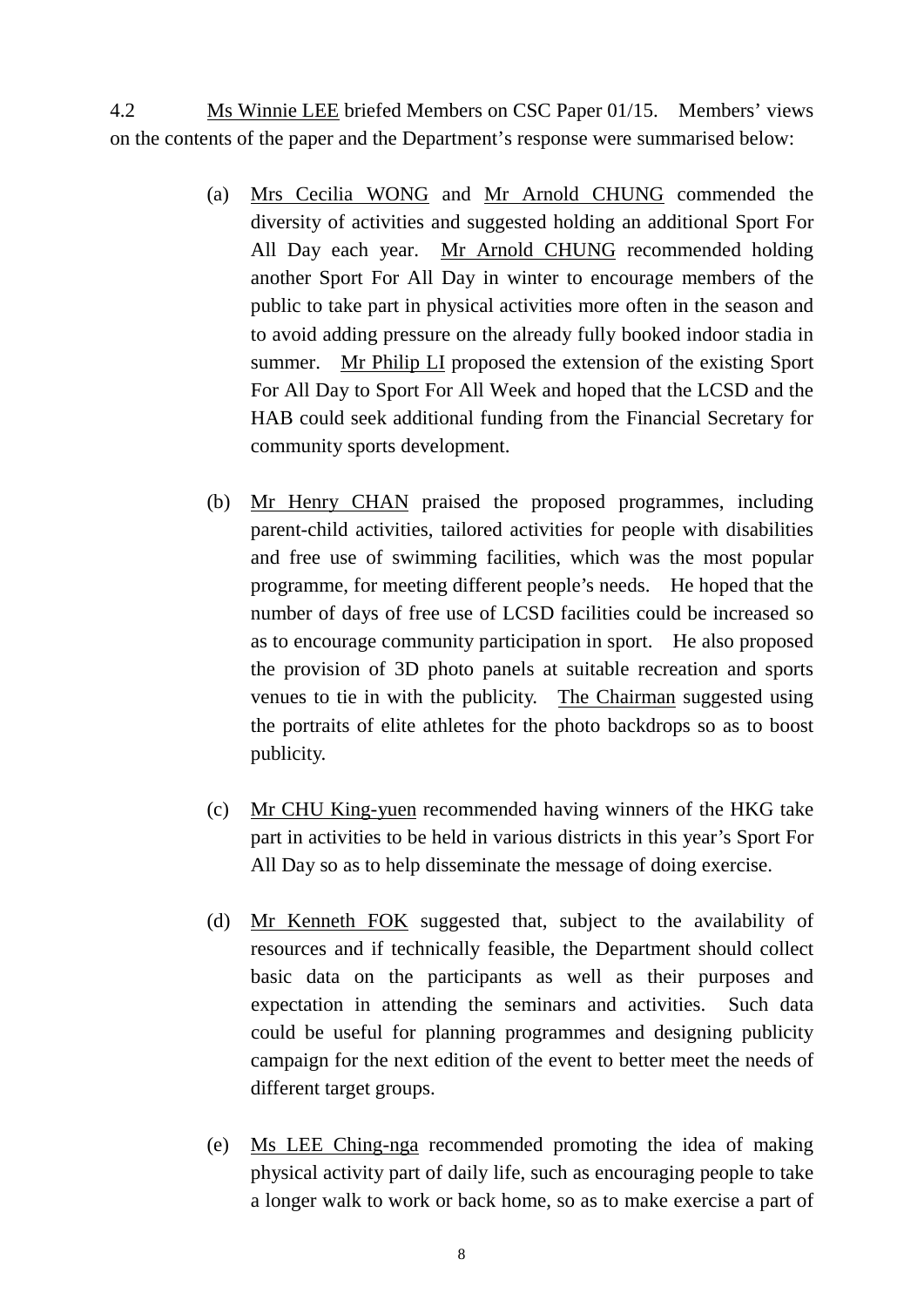4.2 Ms Winnie LEE briefed Members on CSC Paper 01/15. Members' views on the contents of the paper and the Department's response were summarised below:

(a) Mrs Cecilia WONG and Mr Arnold CHUNG commended the diversity of activities and suggested holding an additional Sport For All Day each year. Mr Arnold CHUNG recommended holding another Sport For All Day in winter to encourage members of the public to take part in physical activities more often in the season and to avoid adding pressure on the already fully booked indoor stadia in summer. Mr Philip LI proposed the extension of the existing Sport For All Day to Sport For All Week and hoped that the LCSD and the HAB could seek additional funding from the Financial Secretary for community sports development.

(b) Mr Henry CHAN praised the proposed programmes, including parent-child activities, tailored activities for people with disabilities and free use of swimming facilities, which was the most popular programme, for meeting different people's needs. He hoped that the number of days of free use of LCSD facilities could be increased so as to encourage community participation in sport. He also proposed the provision of 3D photo panels at suitable recreation and sports venues to tie in with the publicity. The Chairman suggested using the portraits of elite athletes for the photo backdrops so as to boost publicity.

(c) Mr CHU King-yuen recommended having winners of the HKG take part in activities to be held in various districts in this year's Sport For All Day so as to help disseminate the message of doing exercise.

(d) Mr Kenneth FOK suggested that, subject to the availability of resources and if technically feasible, the Department should collect basic data on the participants as well as their purposes and expectation in attending the seminars and activities. Such data could be useful for planning programmes and designing publicity campaign for the next edition of the event to better meet the needs of different target groups.

(e) Ms LEE Ching-nga recommended promoting the idea of making physical activity part of daily life, such as encouraging people to take a longer walk to work or back home, so as to make exercise a part of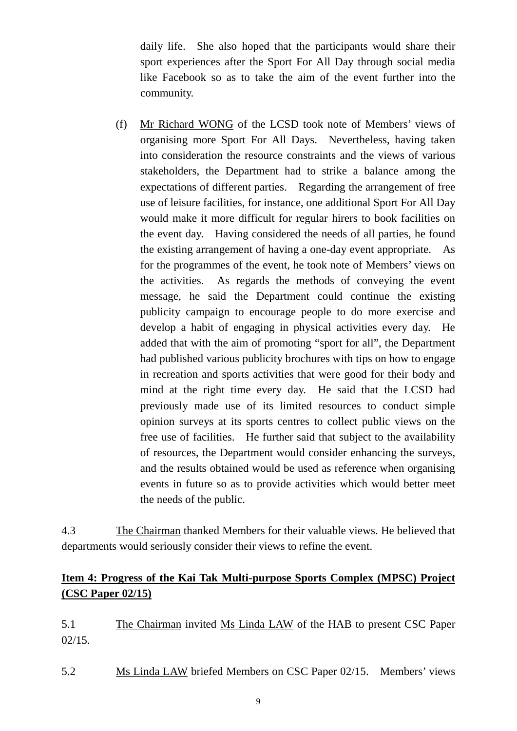daily life. She also hoped that the participants would share their sport experiences after the Sport For All Day through social media like Facebook so as to take the aim of the event further into the community.

(f) Mr Richard WONG of the LCSD took note of Members' views of organising more Sport For All Days. Nevertheless, having taken into consideration the resource constraints and the views of various stakeholders, the Department had to strike a balance among the expectations of different parties. Regarding the arrangement of free use of leisure facilities, for instance, one additional Sport For All Day would make it more difficult for regular hirers to book facilities on the event day. Having considered the needs of all parties, he found the existing arrangement of having a one-day event appropriate. As for the programmes of the event, he took note of Members' views on the activities. As regards the methods of conveying the event message, he said the Department could continue the existing publicity campaign to encourage people to do more exercise and develop a habit of engaging in physical activities every day. He added that with the aim of promoting "sport for all", the Department had published various publicity brochures with tips on how to engage in recreation and sports activities that were good for their body and mind at the right time every day. He said that the LCSD had previously made use of its limited resources to conduct simple opinion surveys at its sports centres to collect public views on the free use of facilities. He further said that subject to the availability of resources, the Department would consider enhancing the surveys, and the results obtained would be used as reference when organising events in future so as to provide activities which would better meet the needs of the public.

4.3 The Chairman thanked Members for their valuable views. He believed that departments would seriously consider their views to refine the event.

**Item 4: Progress of the Kai Tak Multi-purpose Sports Complex (MPSC) Project (CSC Paper 02/15)**

5.1 The Chairman invited Ms Linda LAW of the HAB to present CSC Paper 02/15.

5.2 Ms Linda LAW briefed Members on CSC Paper 02/15. Members' views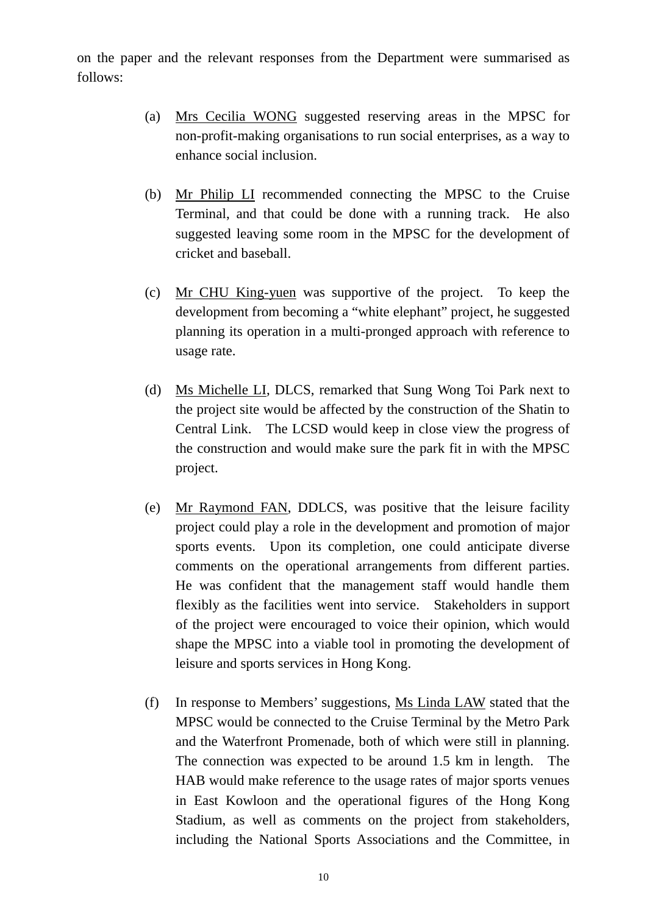on the paper and the relevant responses from the Department were summarised as follows:

(a) Mrs Cecilia WONG suggested reserving areas in the MPSC for non-profit-making organisations to run social enterprises, as a way to enhance social inclusion.

(b) Mr Philip LI recommended connecting the MPSC to the Cruise Terminal, and that could be done with a running track. He also suggested leaving some room in the MPSC for the development of cricket and baseball.

(c) Mr CHU King-yuen was supportive of the project. To keep the development from becoming a "white elephant" project, he suggested planning its operation in a multi-pronged approach with reference to usage rate.

(d) Ms Michelle LI, DLCS, remarked that Sung Wong Toi Park next to the project site would be affected by the construction of the Shatin to Central Link. The LCSD would keep in close view the progress of the construction and would make sure the park fit in with the MPSC project.

(e) Mr Raymond FAN, DDLCS, was positive that the leisure facility project could play a role in the development and promotion of major sports events. Upon its completion, one could anticipate diverse comments on the operational arrangements from different parties. He was confident that the management staff would handle them flexibly as the facilities went into service. Stakeholders in support of the project were encouraged to voice their opinion, which would shape the MPSC into a viable tool in promoting the development of leisure and sports services in Hong Kong.

(f) In response to Members' suggestions, Ms Linda LAW stated that the MPSC would be connected to the Cruise Terminal by the Metro Park and the Waterfront Promenade, both of which were still in planning. The connection was expected to be around 1.5 km in length. The HAB would make reference to the usage rates of major sports venues in East Kowloon and the operational figures of the Hong Kong Stadium, as well as comments on the project from stakeholders, including the National Sports Associations and the Committee, in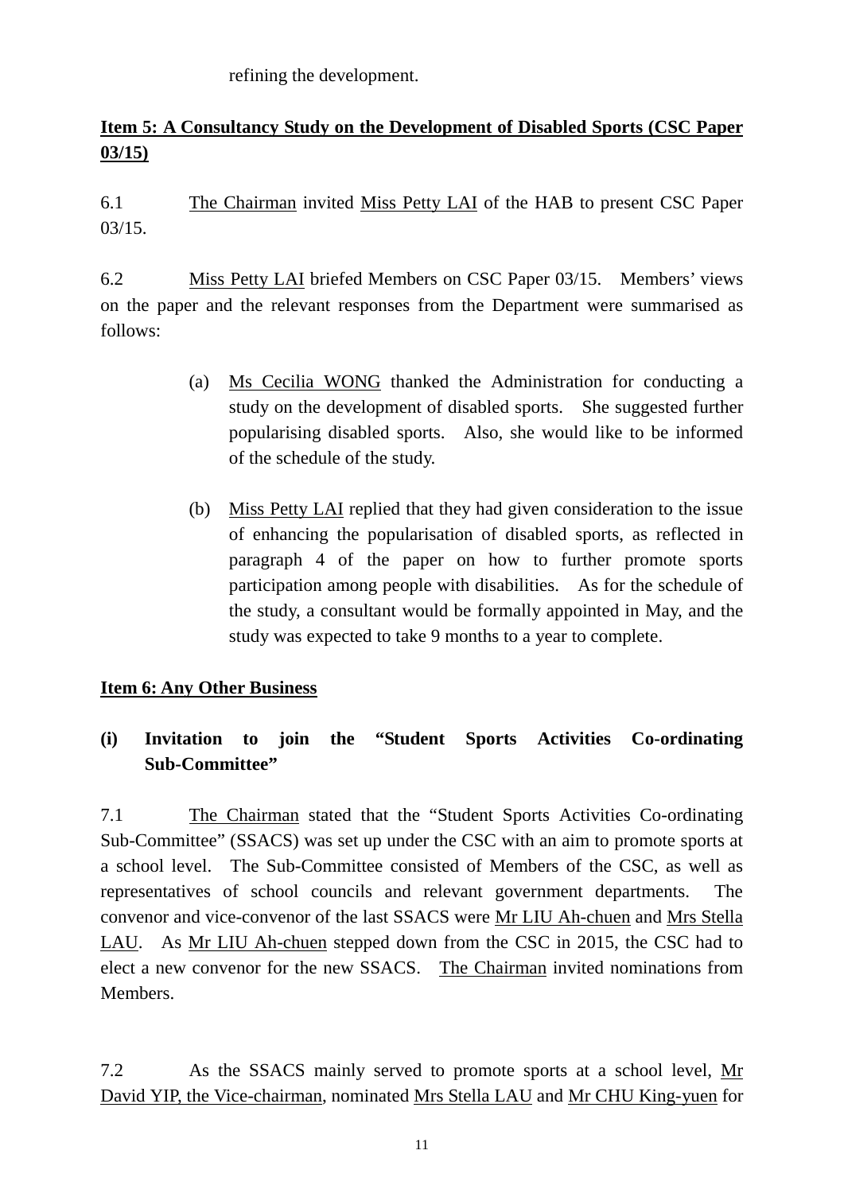refining the development.

**Item 5: A Consultancy Study on the Development of Disabled Sports (CSC Paper 03/15)**

6.1 The Chairman invited Miss Petty LAI of the HAB to present CSC Paper 03/15.

6.2 Miss Petty LAI briefed Members on CSC Paper 03/15. Members' views on the paper and the relevant responses from the Department were summarised as follows:

(a) Ms Cecilia WONG thanked the Administration for conducting a study on the development of disabled sports. She suggested further popularising disabled sports. Also, she would like to be informed of the schedule of the study.

(b) Miss Petty LAI replied that they had given consideration to the issue of enhancing the popularisation of disabled sports, as reflected in paragraph 4 of the paper on how to further promote sports participation among people with disabilities. As for the schedule of the study, a consultant would be formally appointed in May, and the study was expected to take 9 months to a year to complete.

**Item 6: Any Other Business**

**(i) Invitation to join the "Student Sports Activities Co-ordinating Sub-Committee"**

7.1 The Chairman stated that the "Student Sports Activities Co-ordinating Sub-Committee" (SSACS) was set up under the CSC with an aim to promote sports at a school level. The Sub-Committee consisted of Members of the CSC, as well as representatives of school councils and relevant government departments. The convenor and vice-convenor of the last SSACS were Mr LIU Ah-chuen and Mrs Stella LAU. As Mr LIU Ah-chuen stepped down from the CSC in 2015, the CSC had to elect a new convenor for the new SSACS. The Chairman invited nominations from Members.

7.2 As the SSACS mainly served to promote sports at a school level, Mr David YIP, the Vice-chairman, nominated Mrs Stella LAU and Mr CHU King-yuen for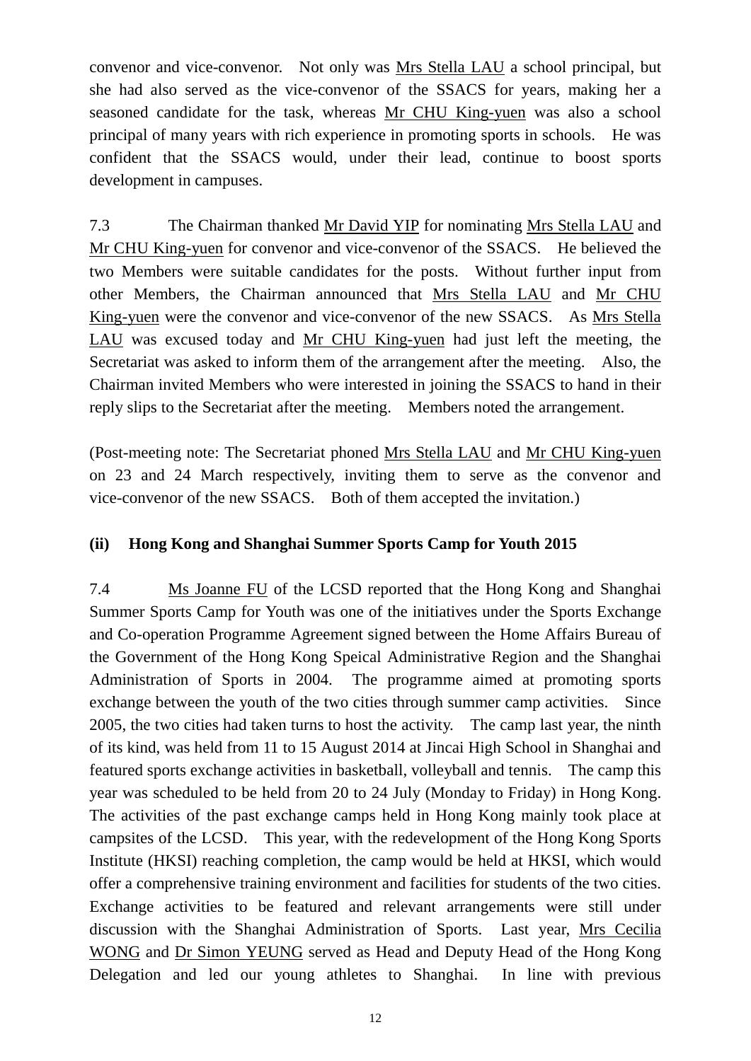convenor and vice-convenor. Not only was Mrs Stella LAU a school principal, but she had also served as the vice-convenor of the SSACS for years, making her a seasoned candidate for the task, whereas Mr CHU King-yuen was also a school principal of many years with rich experience in promoting sports in schools. He was confident that the SSACS would, under their lead, continue to boost sports development in campuses.

7.3 The Chairman thanked Mr David YIP for nominating Mrs Stella LAU and Mr CHU King-yuen for convenor and vice-convenor of the SSACS. He believed the two Members were suitable candidates for the posts. Without further input from other Members, the Chairman announced that Mrs Stella LAU and Mr CHU King-yuen were the convenor and vice-convenor of the new SSACS. As Mrs Stella LAU was excused today and Mr CHU King-yuen had just left the meeting, the Secretariat was asked to inform them of the arrangement after the meeting. Also, the Chairman invited Members who were interested in joining the SSACS to hand in their reply slips to the Secretariat after the meeting. Members noted the arrangement.

(Post-meeting note: The Secretariat phoned Mrs Stella LAU and Mr CHU King-yuen on 23 and 24 March respectively, inviting them to serve as the convenor and vice-convenor of the new SSACS. Both of them accepted the invitation.)

**(ii) Hong Kong and Shanghai Summer Sports Camp for Youth 2015**

7.4 Ms Joanne FU of the LCSD reported that the Hong Kong and Shanghai Summer Sports Camp for Youth was one of the initiatives under the Sports Exchange and Co-operation Programme Agreement signed between the Home Affairs Bureau of the Government of the Hong Kong Speical Administrative Region and the Shanghai Administration of Sports in 2004. The programme aimed at promoting sports exchange between the youth of the two cities through summer camp activities. Since 2005, the two cities had taken turns to host the activity. The camp last year, the ninth of its kind, was held from 11 to 15 August 2014 at Jincai High School in Shanghai and featured sports exchange activities in basketball, volleyball and tennis. The camp this year was scheduled to be held from 20 to 24 July (Monday to Friday) in Hong Kong. The activities of the past exchange camps held in Hong Kong mainly took place at campsites of the LCSD. This year, with the redevelopment of the Hong Kong Sports Institute (HKSI) reaching completion, the camp would be held at HKSI, which would offer a comprehensive training environment and facilities for students of the two cities. Exchange activities to be featured and relevant arrangements were still under discussion with the Shanghai Administration of Sports. Last year, Mrs Cecilia WONG and Dr Simon YEUNG served as Head and Deputy Head of the Hong Kong Delegation and led our young athletes to Shanghai. In line with previous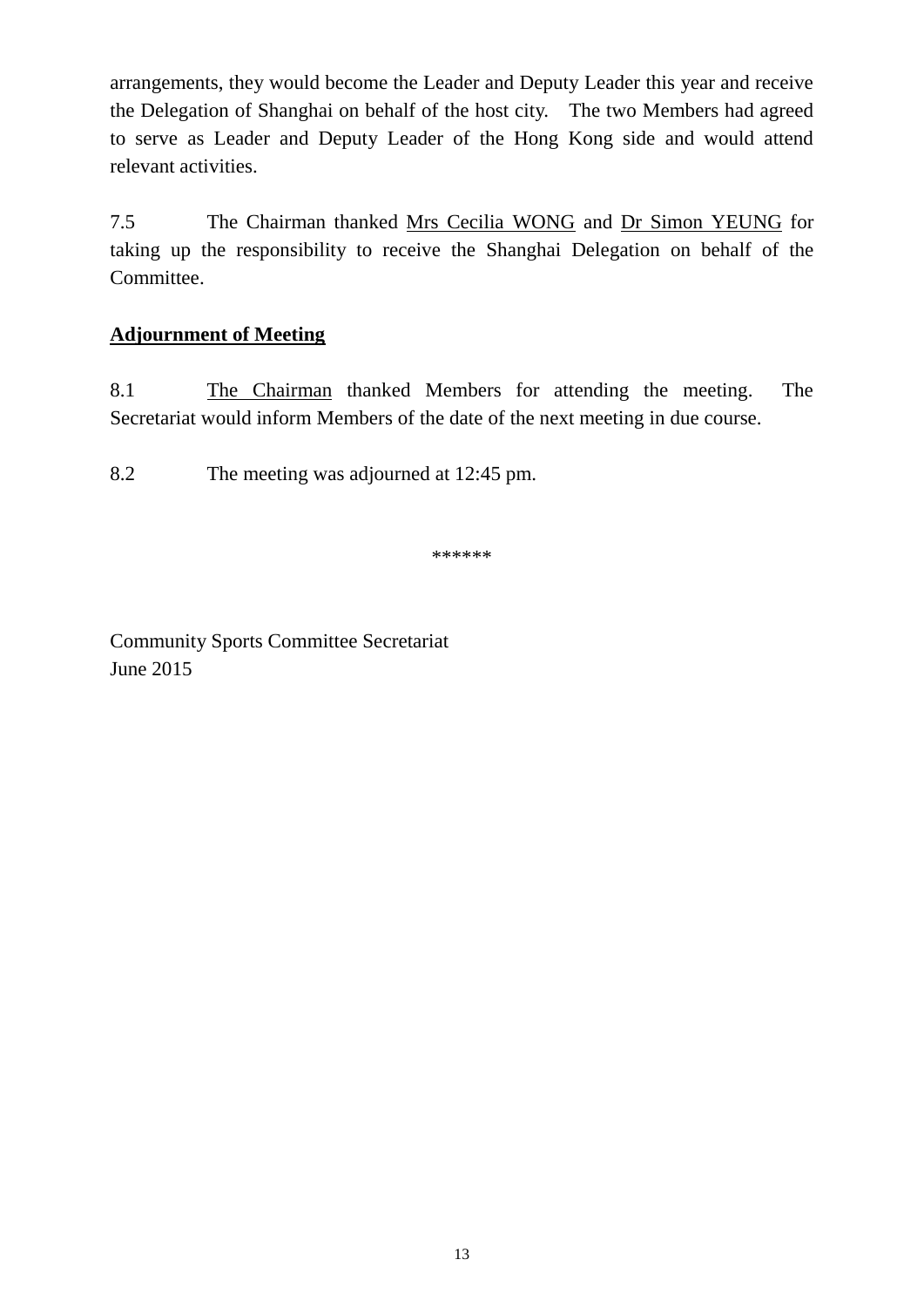arrangements, they would become the Leader and Deputy Leader this year and receive the Delegation of Shanghai on behalf of the host city. The two Members had agreed to serve as Leader and Deputy Leader of the Hong Kong side and would attend relevant activities.

7.5 The Chairman thanked Mrs Cecilia WONG and Dr Simon YEUNG for taking up the responsibility to receive the Shanghai Delegation on behalf of the Committee.

**Adjournment of Meeting**

8.1 The Chairman thanked Members for attending the meeting. The Secretariat would inform Members of the date of the next meeting in due course.

8.2 The meeting was adjourned at 12:45 pm.

******

Community Sports Committee Secretariat
June 2015